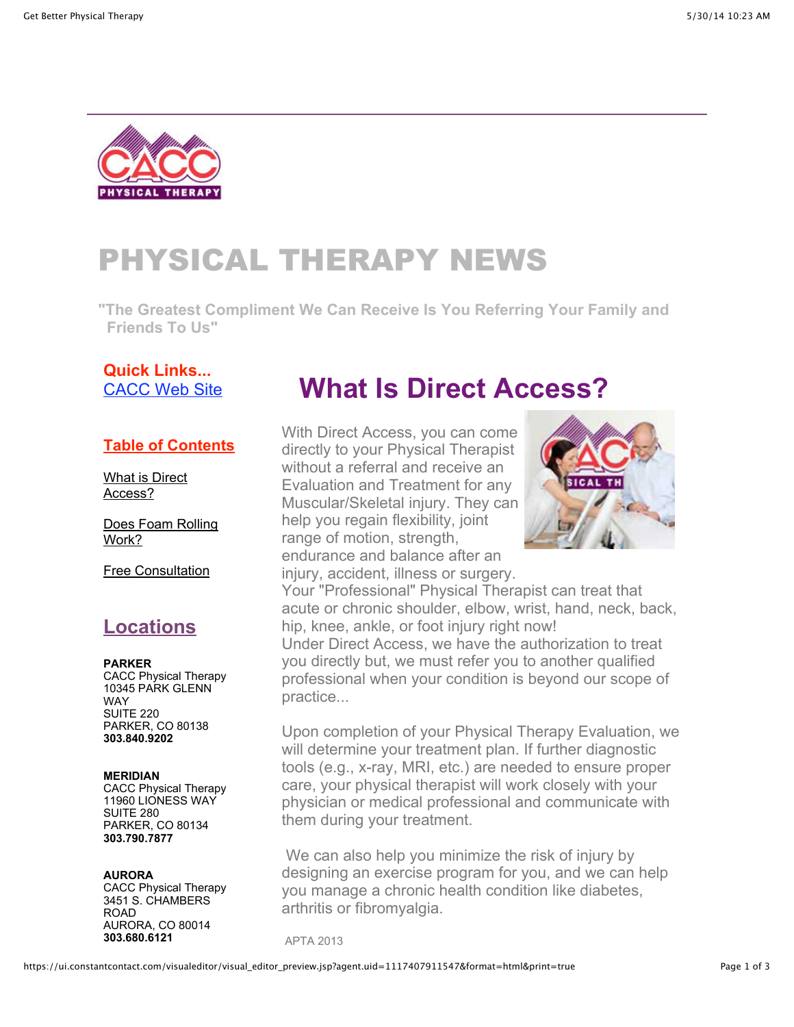# PHYSICAL THERAPY NEWS

**"The Greatest Compliment We Can Receive Is You Referring Your Family and Friends To Us"**

**Quick Links...**
CACC Web Site

**Table of Contents**

What is Direct Access?

Does Foam Rolling Work?

Free Consultation

## Locations

**PARKER**
CACC Physical Therapy
10345 PARK GLENN WAY
SUITE 220
PARKER, CO 80138
**303.840.9202**

**MERIDIAN**
CACC Physical Therapy
11960 LIONESS WAY
SUITE 280
PARKER, CO 80134
**303.790.7877**

**AURORA**
CACC Physical Therapy
3451 S. CHAMBERS ROAD
AURORA, CO 80014
**303.680.6121**

## What Is Direct Access?

With Direct Access, you can come directly to your Physical Therapist without a referral and receive an Evaluation and Treatment for any Muscular/Skeletal injury. They can help you regain flexibility, joint range of motion, strength, endurance and balance after an injury, accident, illness or surgery.
Your "Professional" Physical Therapist can treat that acute or chronic shoulder, elbow, wrist, hand, neck, back, hip, knee, ankle, or foot injury right now!
Under Direct Access, we have the authorization to treat you directly but, we must refer you to another qualified professional when your condition is beyond our scope of practice...

Upon completion of your Physical Therapy Evaluation, we will determine your treatment plan. If further diagnostic tools (e.g., x-ray, MRI, etc.) are needed to ensure proper care, your physical therapist will work closely with your physician or medical professional and communicate with them during your treatment.

We can also help you minimize the risk of injury by designing an exercise program for you, and we can help you manage a chronic health condition like diabetes, arthritis or fibromyalgia.

APTA 2013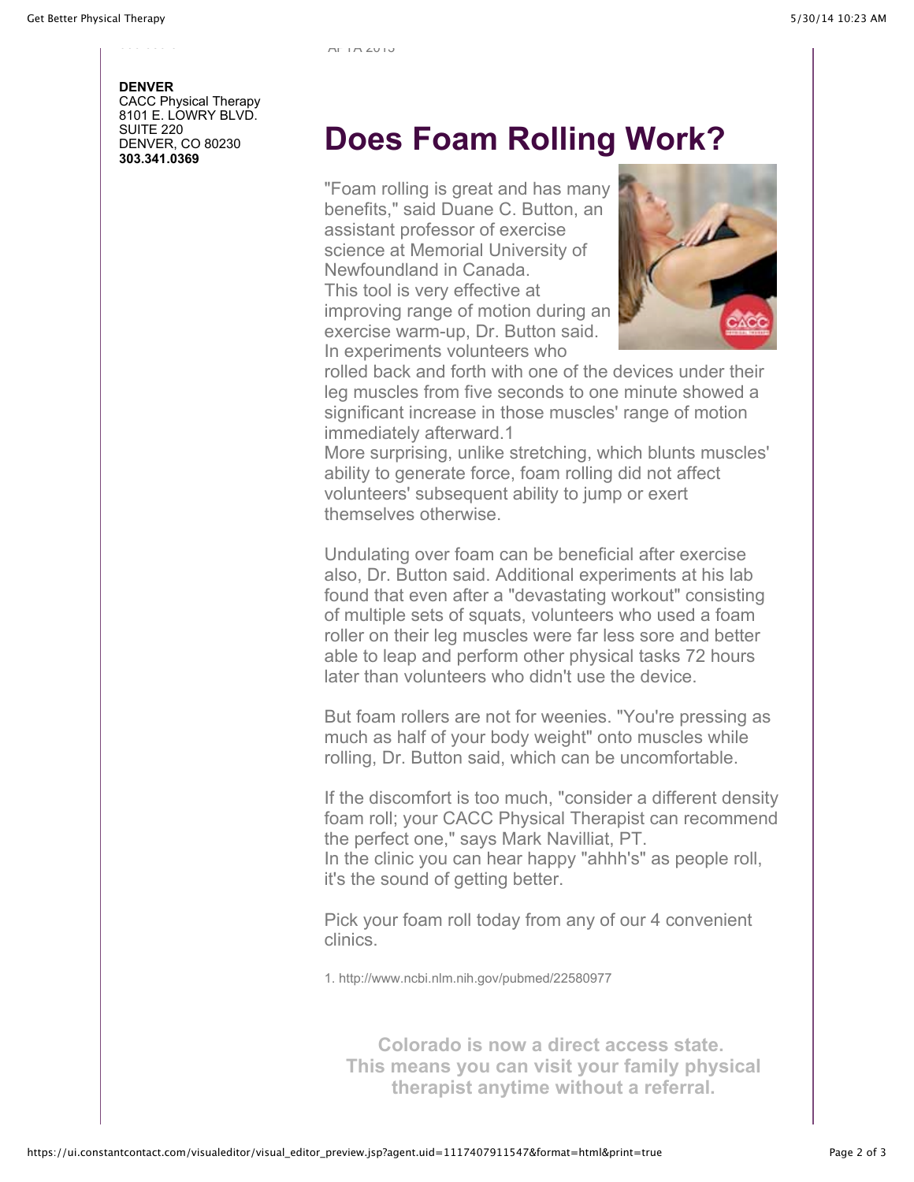**DENVER**
CACC Physical Therapy
8101 E. LOWRY BLVD.
SUITE 220
DENVER, CO 80230
**303.341.0369**

# Does Foam Rolling Work?

"Foam rolling is great and has many benefits," said Duane C. Button, an assistant professor of exercise science at Memorial University of Newfoundland in Canada. This tool is very effective at improving range of motion during an exercise warm-up, Dr. Button said. In experiments volunteers who rolled back and forth with one of the devices under their leg muscles from five seconds to one minute showed a significant increase in those muscles' range of motion immediately afterward.[1]
More surprising, unlike stretching, which blunts muscles' ability to generate force, foam rolling did not affect volunteers' subsequent ability to jump or exert themselves otherwise.

Undulating over foam can be beneficial after exercise also, Dr. Button said. Additional experiments at his lab found that even after a "devastating workout" consisting of multiple sets of squats, volunteers who used a foam roller on their leg muscles were far less sore and better able to leap and perform other physical tasks 72 hours later than volunteers who didn't use the device.

But foam rollers are not for weenies. "You're pressing as much as half of your body weight" onto muscles while rolling, Dr. Button said, which can be uncomfortable.

If the discomfort is too much, "consider a different density foam roll; your CACC Physical Therapist can recommend the perfect one," says Mark Navilliat, PT.
In the clinic you can hear happy "ahhh's" as people roll, it's the sound of getting better.

Pick your foam roll today from any of our 4 convenient clinics.

1. http://www.ncbi.nlm.nih.gov/pubmed/22580977

**Colorado is now a direct access state. This means you can visit your family physical therapist anytime without a referral.**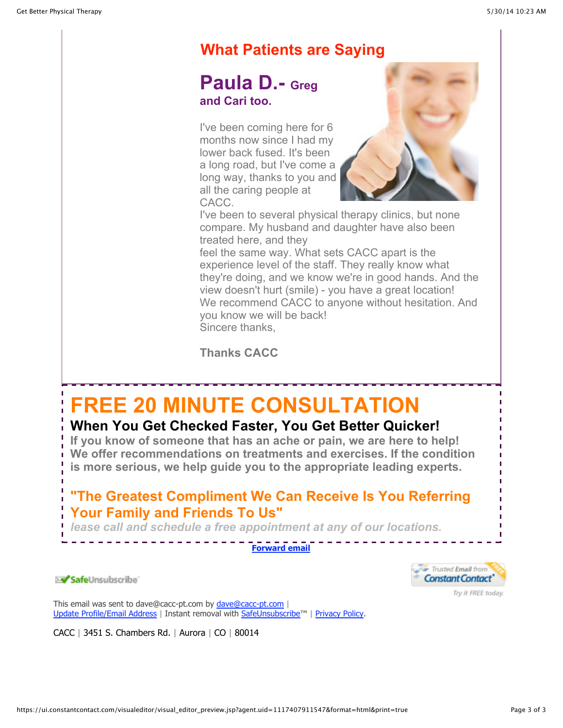## What Patients are Saying

### Paula D.- Greg and Cari too.

I've been coming here for 6 months now since I had my lower back fused. It's been a long road, but I've come a long way, thanks to you and all the caring people at CACC.
I've been to several physical therapy clinics, but none compare. My husband and daughter have also been treated here, and they
feel the same way. What sets CACC apart is the experience level of the staff. They really know what they're doing, and we know we're in good hands. And the view doesn't hurt (smile) - you have a great location!
We recommend CACC to anyone without hesitation. And you know we will be back!
Sincere thanks,

**Thanks CACC**

# FREE 20 MINUTE CONSULTATION

### When You Get Checked Faster, You Get Better Quicker!

**If you know of someone that has an ache or pain, we are here to help! We offer recommendations on treatments and exercises. If the condition is more serious, we help guide you to the appropriate leading experts.**

### "The Greatest Compliment We Can Receive Is You Referring Your Family and Friends To Us"

***lease call and schedule a free appointment at any of our locations.***

**Forward email**

SafeUnsubscribe

Trusted Email from Constant Contact
Try it FREE today.

This email was sent to dave@cacc-pt.com by dave@cacc-pt.com |
Update Profile/Email Address | Instant removal with SafeUnsubscribe™ | Privacy Policy.

CACC | 3451 S. Chambers Rd. | Aurora | CO | 80014